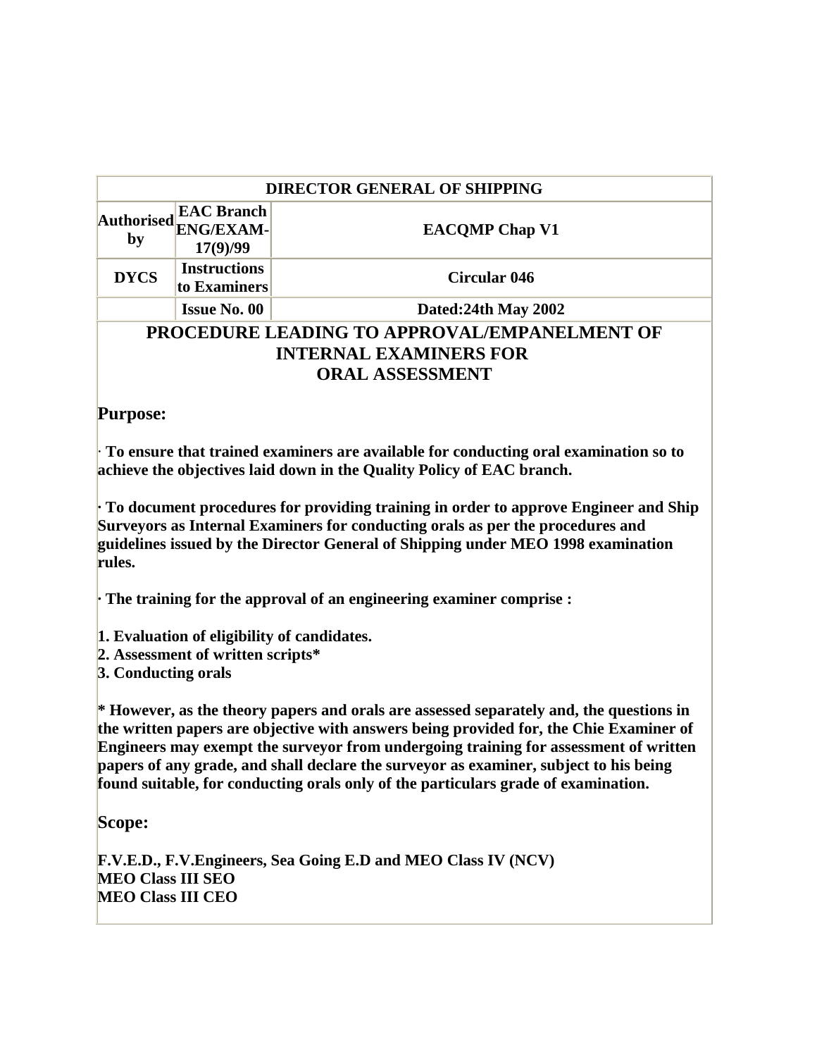| DIRECTOR GENERAL OF SHIPPING | | |
|---|---|---|
| **Authorised by** | **EAC Branch ENG/EXAM-17(9)/99** | **EACQMP Chap V1** |
| **DYCS** | **Instructions to Examiners** | **Circular 046** |
| | **Issue No. 00** | **Dated:24th May 2002** |

# PROCEDURE LEADING TO APPROVAL/EMPANELMENT OF INTERNAL EXAMINERS FOR ORAL ASSESSMENT

## Purpose:

· **To ensure that trained examiners are available for conducting oral examination so to achieve the objectives laid down in the Quality Policy of EAC branch.**

**· To document procedures for providing training in order to approve Engineer and Ship Surveyors as Internal Examiners for conducting orals as per the procedures and guidelines issued by the Director General of Shipping under MEO 1998 examination rules.**

**· The training for the approval of an engineering examiner comprise :**

**1. Evaluation of eligibility of candidates.**
**2. Assessment of written scripts***
**3. Conducting orals**

*** However, as the theory papers and orals are assessed separately and, the questions in the written papers are objective with answers being provided for, the Chie Examiner of Engineers may exempt the surveyor from undergoing training for assessment of written papers of any grade, and shall declare the surveyor as examiner, subject to his being found suitable, for conducting orals only of the particulars grade of examination.**

## Scope:

**F.V.E.D., F.V.Engineers, Sea Going E.D and MEO Class IV (NCV)**
**MEO Class III SEO**
**MEO Class III CEO**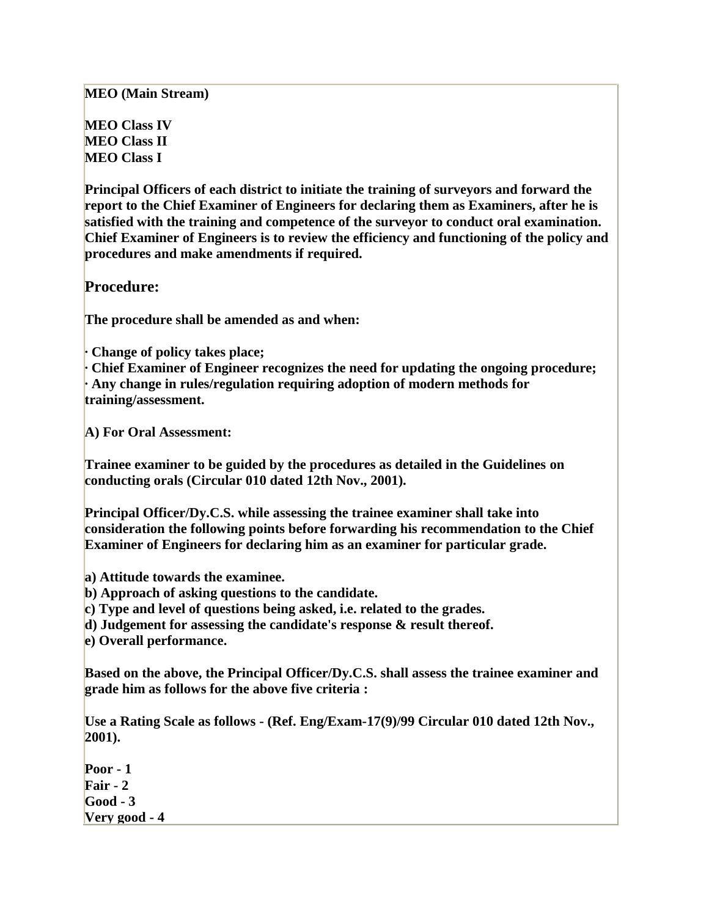**MEO (Main Stream)**

**MEO Class IV**
**MEO Class II**
**MEO Class I**

**Principal Officers of each district to initiate the training of surveyors and forward the report to the Chief Examiner of Engineers for declaring them as Examiners, after he is satisfied with the training and competence of the surveyor to conduct oral examination. Chief Examiner of Engineers is to review the efficiency and functioning of the policy and procedures and make amendments if required.**

## Procedure:

**The procedure shall be amended as and when:**

**· Change of policy takes place;**
**· Chief Examiner of Engineer recognizes the need for updating the ongoing procedure;**
**· Any change in rules/regulation requiring adoption of modern methods for training/assessment.**

**A) For Oral Assessment:**

**Trainee examiner to be guided by the procedures as detailed in the Guidelines on conducting orals (Circular 010 dated 12th Nov., 2001).**

**Principal Officer/Dy.C.S. while assessing the trainee examiner shall take into consideration the following points before forwarding his recommendation to the Chief Examiner of Engineers for declaring him as an examiner for particular grade.**

**a) Attitude towards the examinee.**
**b) Approach of asking questions to the candidate.**
**c) Type and level of questions being asked, i.e. related to the grades.**
**d) Judgement for assessing the candidate's response & result thereof.**
**e) Overall performance.**

**Based on the above, the Principal Officer/Dy.C.S. shall assess the trainee examiner and grade him as follows for the above five criteria :**

**Use a Rating Scale as follows - (Ref. Eng/Exam-17(9)/99 Circular 010 dated 12th Nov., 2001).**

**Poor - 1**
**Fair - 2**
**Good - 3**
**Very good - 4**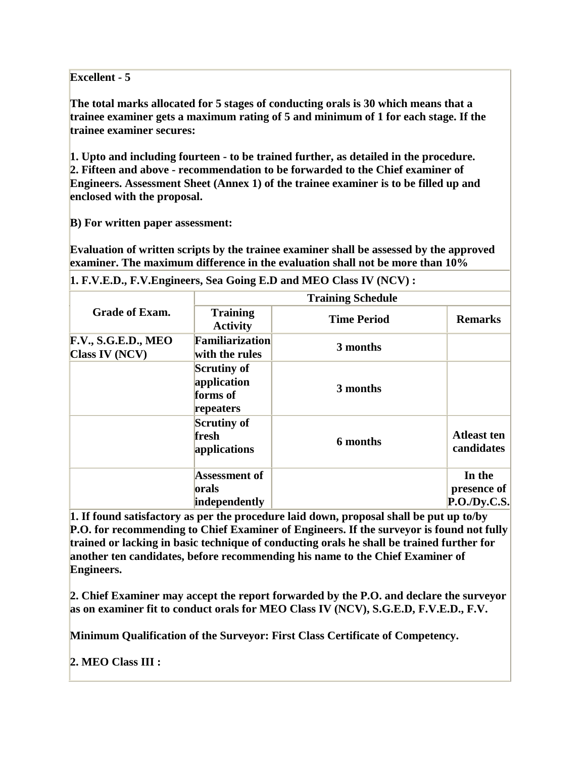**Excellent - 5**

**The total marks allocated for 5 stages of conducting orals is 30 which means that a trainee examiner gets a maximum rating of 5 and minimum of 1 for each stage. If the trainee examiner secures:**

**1. Upto and including fourteen - to be trained further, as detailed in the procedure.**
**2. Fifteen and above - recommendation to be forwarded to the Chief examiner of Engineers. Assessment Sheet (Annex 1) of the trainee examiner is to be filled up and enclosed with the proposal.**

**B) For written paper assessment:**

**Evaluation of written scripts by the trainee examiner shall be assessed by the approved examiner. The maximum difference in the evaluation shall not be more than 10%**

**1. F.V.E.D., F.V.Engineers, Sea Going E.D and MEO Class IV (NCV) :**

| Grade of Exam. | Training Schedule | | |
|---|---|---|---|
| | **Training Activity** | **Time Period** | **Remarks** |
| **F.V., S.G.E.D., MEO Class IV (NCV)** | **Familiarization with the rules** | **3 months** | |
| | **Scrutiny of application forms of repeaters** | **3 months** | |
| | **Scrutiny of fresh applications** | **6 months** | **Atleast ten candidates** |
| | **Assessment of orals independently** | | **In the presence of P.O./Dy.C.S.** |

**1. If found satisfactory as per the procedure laid down, proposal shall be put up to/by P.O. for recommending to Chief Examiner of Engineers. If the surveyor is found not fully trained or lacking in basic technique of conducting orals he shall be trained further for another ten candidates, before recommending his name to the Chief Examiner of Engineers.**

**2. Chief Examiner may accept the report forwarded by the P.O. and declare the surveyor as on examiner fit to conduct orals for MEO Class IV (NCV), S.G.E.D, F.V.E.D., F.V.**

**Minimum Qualification of the Surveyor: First Class Certificate of Competency.**

**2. MEO Class III :**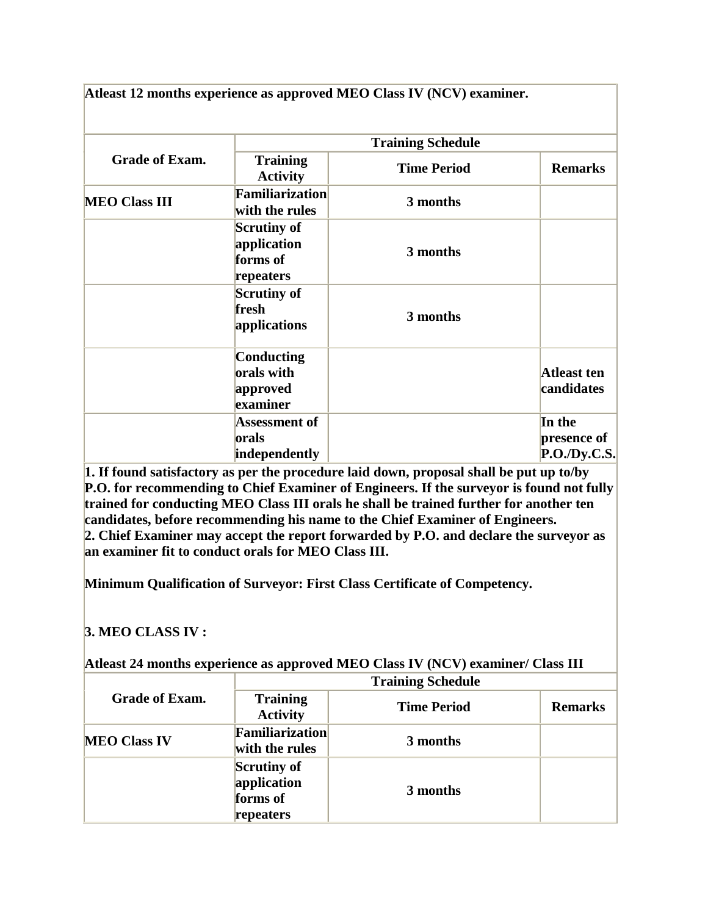**Atleast 12 months experience as approved MEO Class IV (NCV) examiner.**

| Grade of Exam. | Training Schedule | | |
|---|---|---|---|
| | **Training Activity** | **Time Period** | **Remarks** |
| **MEO Class III** | **Familiarization with the rules** | **3 months** | |
| | **Scrutiny of application forms of repeaters** | **3 months** | |
| | **Scrutiny of fresh applications** | **3 months** | |
| | **Conducting orals with approved examiner** | | **Atleast ten candidates** |
| | **Assessment of orals independently** | | **In the presence of P.O./Dy.C.S.** |

**1. If found satisfactory as per the procedure laid down, proposal shall be put up to/by P.O. for recommending to Chief Examiner of Engineers. If the surveyor is found not fully trained for conducting MEO Class III orals he shall be trained further for another ten candidates, before recommending his name to the Chief Examiner of Engineers.**
**2. Chief Examiner may accept the report forwarded by P.O. and declare the surveyor as an examiner fit to conduct orals for MEO Class III.**

**Minimum Qualification of Surveyor: First Class Certificate of Competency.**

**3. MEO CLASS IV :**

**Atleast 24 months experience as approved MEO Class IV (NCV) examiner/ Class III**

| Grade of Exam. | Training Schedule | | |
|---|---|---|---|
| | **Training Activity** | **Time Period** | **Remarks** |
| **MEO Class IV** | **Familiarization with the rules** | **3 months** | |
| | **Scrutiny of application forms of repeaters** | **3 months** | |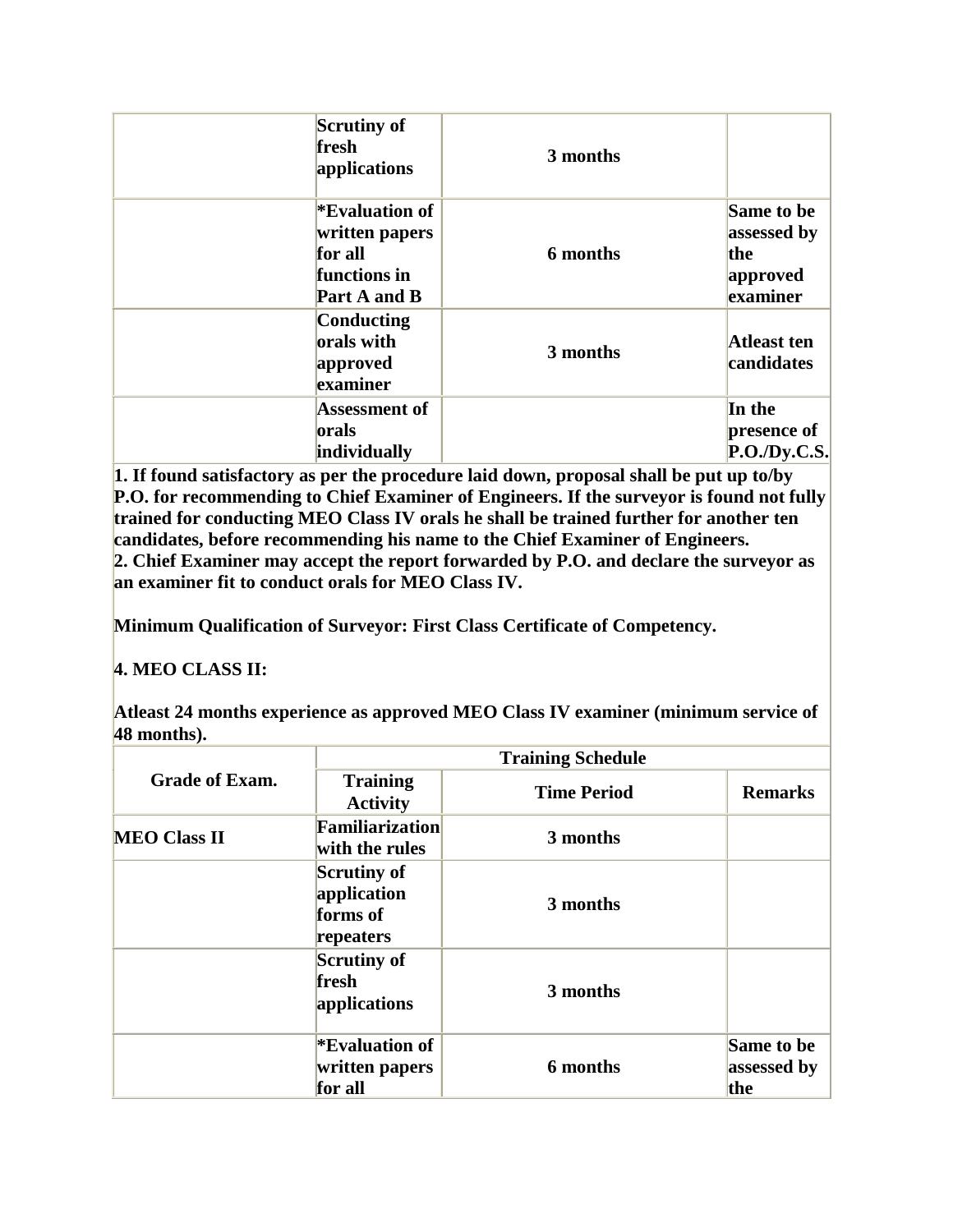| | | | |
|---|---|---|---|
| | Scrutiny of fresh applications | 3 months | |
| | *Evaluation of written papers for all functions in Part A and B | 6 months | Same to be assessed by the approved examiner |
| | Conducting orals with approved examiner | 3 months | Atleast ten candidates |
| | Assessment of orals individually | | In the presence of P.O./Dy.C.S. |

**1. If found satisfactory as per the procedure laid down, proposal shall be put up to/by P.O. for recommending to Chief Examiner of Engineers. If the surveyor is found not fully trained for conducting MEO Class IV orals he shall be trained further for another ten candidates, before recommending his name to the Chief Examiner of Engineers.**
**2. Chief Examiner may accept the report forwarded by P.O. and declare the surveyor as an examiner fit to conduct orals for MEO Class IV.**

**Minimum Qualification of Surveyor: First Class Certificate of Competency.**

**4. MEO CLASS II:**

**Atleast 24 months experience as approved MEO Class IV examiner (minimum service of 48 months).**

| Grade of Exam. | Training Schedule | | |
|---|---|---|---|
| | Training Activity | Time Period | Remarks |
| MEO Class II | Familiarization with the rules | 3 months | |
| | Scrutiny of application forms of repeaters | 3 months | |
| | Scrutiny of fresh applications | 3 months | |
| | *Evaluation of written papers for all | 6 months | Same to be assessed by the |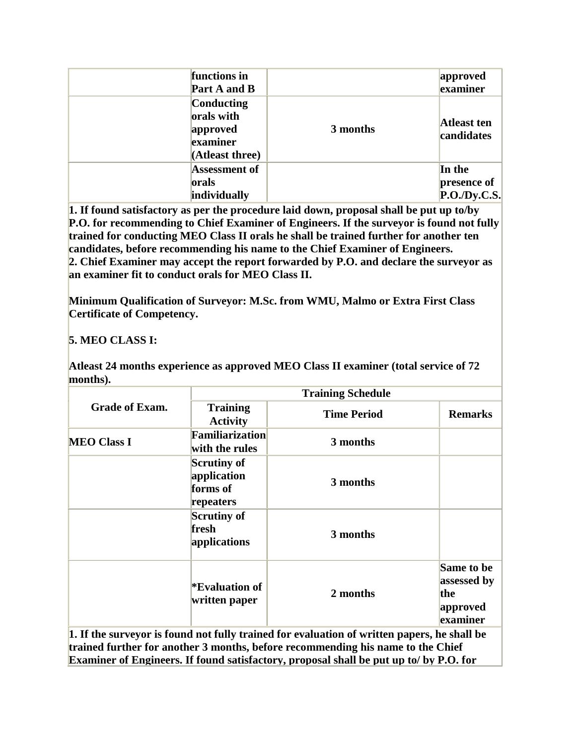|  | functions in Part A and B |  | approved examiner |
|---|---|---|---|
|  | Conducting orals with approved examiner (Atleast three) | 3 months | Atleast ten candidates |
|  | Assessment of orals individually |  | In the presence of P.O./Dy.C.S. |

**1. If found satisfactory as per the procedure laid down, proposal shall be put up to/by P.O. for recommending to Chief Examiner of Engineers. If the surveyor is found not fully trained for conducting MEO Class II orals he shall be trained further for another ten candidates, before recommending his name to the Chief Examiner of Engineers.**
**2. Chief Examiner may accept the report forwarded by P.O. and declare the surveyor as an examiner fit to conduct orals for MEO Class II.**

**Minimum Qualification of Surveyor: M.Sc. from WMU, Malmo or Extra First Class Certificate of Competency.**

**5. MEO CLASS I:**

**Atleast 24 months experience as approved MEO Class II examiner (total service of 72 months).**

| Grade of Exam. | Training Schedule | | |
|---|---|---|---|
|  | Training Activity | Time Period | Remarks |
| MEO Class I | Familiarization with the rules | 3 months |  |
|  | Scrutiny of application forms of repeaters | 3 months |  |
|  | Scrutiny of fresh applications | 3 months |  |
|  | *Evaluation of written paper | 2 months | Same to be assessed by the approved examiner |

**1. If the surveyor is found not fully trained for evaluation of written papers, he shall be trained further for another 3 months, before recommending his name to the Chief Examiner of Engineers. If found satisfactory, proposal shall be put up to/ by P.O. for**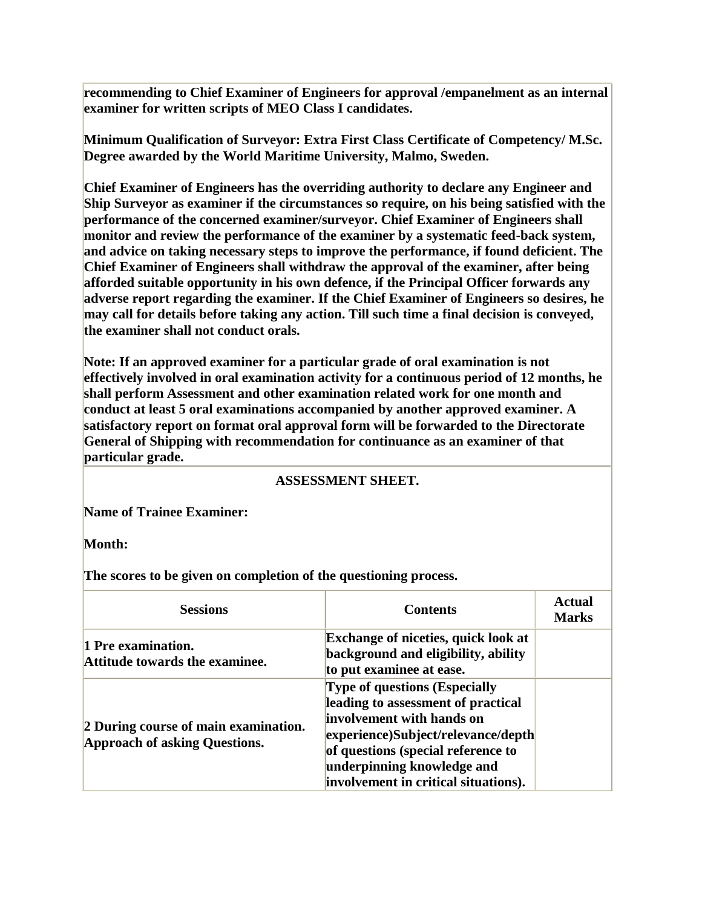**recommending to Chief Examiner of Engineers for approval /empanelment as an internal examiner for written scripts of MEO Class I candidates.**

**Minimum Qualification of Surveyor: Extra First Class Certificate of Competency/ M.Sc. Degree awarded by the World Maritime University, Malmo, Sweden.**

**Chief Examiner of Engineers has the overriding authority to declare any Engineer and Ship Surveyor as examiner if the circumstances so require, on his being satisfied with the performance of the concerned examiner/surveyor. Chief Examiner of Engineers shall monitor and review the performance of the examiner by a systematic feed-back system, and advice on taking necessary steps to improve the performance, if found deficient. The Chief Examiner of Engineers shall withdraw the approval of the examiner, after being afforded suitable opportunity in his own defence, if the Principal Officer forwards any adverse report regarding the examiner. If the Chief Examiner of Engineers so desires, he may call for details before taking any action. Till such time a final decision is conveyed, the examiner shall not conduct orals.**

**Note: If an approved examiner for a particular grade of oral examination is not effectively involved in oral examination activity for a continuous period of 12 months, he shall perform Assessment and other examination related work for one month and conduct at least 5 oral examinations accompanied by another approved examiner. A satisfactory report on format oral approval form will be forwarded to the Directorate General of Shipping with recommendation for continuance as an examiner of that particular grade.**

**ASSESSMENT SHEET.**

**Name of Trainee Examiner:**

**Month:**

**The scores to be given on completion of the questioning process.**

| Sessions | Contents | Actual Marks |
|---|---|---|
| **1 Pre examination. Attitude towards the examinee.** | **Exchange of niceties, quick look at background and eligibility, ability to put examinee at ease.** | |
| **2 During course of main examination. Approach of asking Questions.** | **Type of questions (Especially leading to assessment of practical involvement with hands on experience)Subject/relevance/depth of questions (special reference to underpinning knowledge and involvement in critical situations).** | |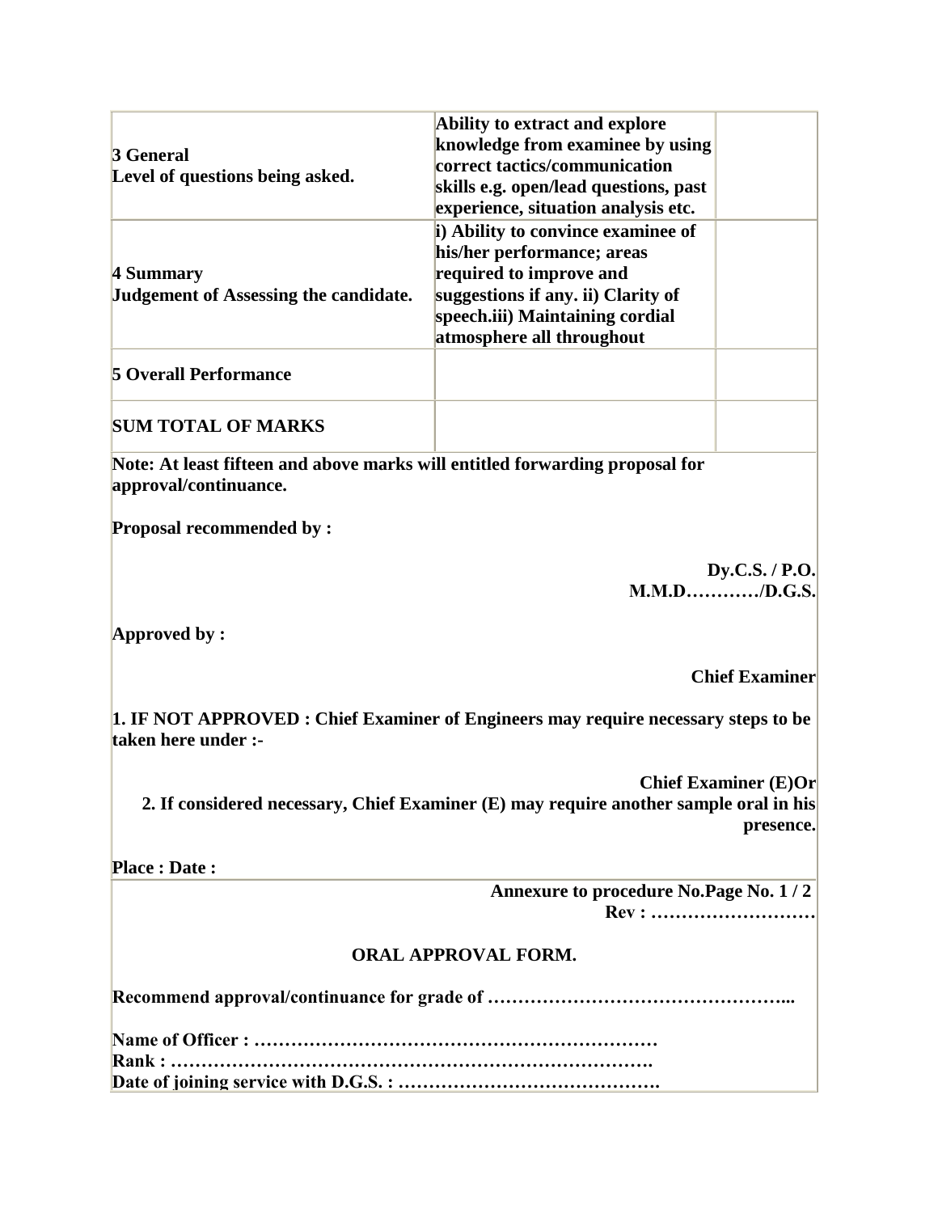| | | |
|---|---|---|
| **3 General**<br>**Level of questions being asked.** | **Ability to extract and explore knowledge from examinee by using correct tactics/communication skills e.g. open/lead questions, past experience, situation analysis etc.** | |
| **4 Summary**<br>**Judgement of Assessing the candidate.** | **i) Ability to convince examinee of his/her performance; areas required to improve and suggestions if any. ii) Clarity of speech.iii) Maintaining cordial atmosphere all throughout** | |
| **5 Overall Performance** | | |
| **SUM TOTAL OF MARKS** | | |

**Note: At least fifteen and above marks will entitled forwarding proposal for approval/continuance.**

**Proposal recommended by :**

**Dy.C.S. / P.O.**
**M.M.D…………/D.G.S.**

**Approved by :**

**Chief Examiner**

**1. IF NOT APPROVED : Chief Examiner of Engineers may require necessary steps to be taken here under :-**

**Chief Examiner (E)Or**
**2. If considered necessary, Chief Examiner (E) may require another sample oral in his presence.**

**Place : Date :**

**Annexure to procedure No.Page No. 1 / 2**
**Rev : ………………………**

**ORAL APPROVAL FORM.**

**Recommend approval/continuance for grade of …………………………………………...**

**Name of Officer : …………………………………………………………**
**Rank : …………………………………………………………………….**
**Date of joining service with D.G.S. : …………………………………….**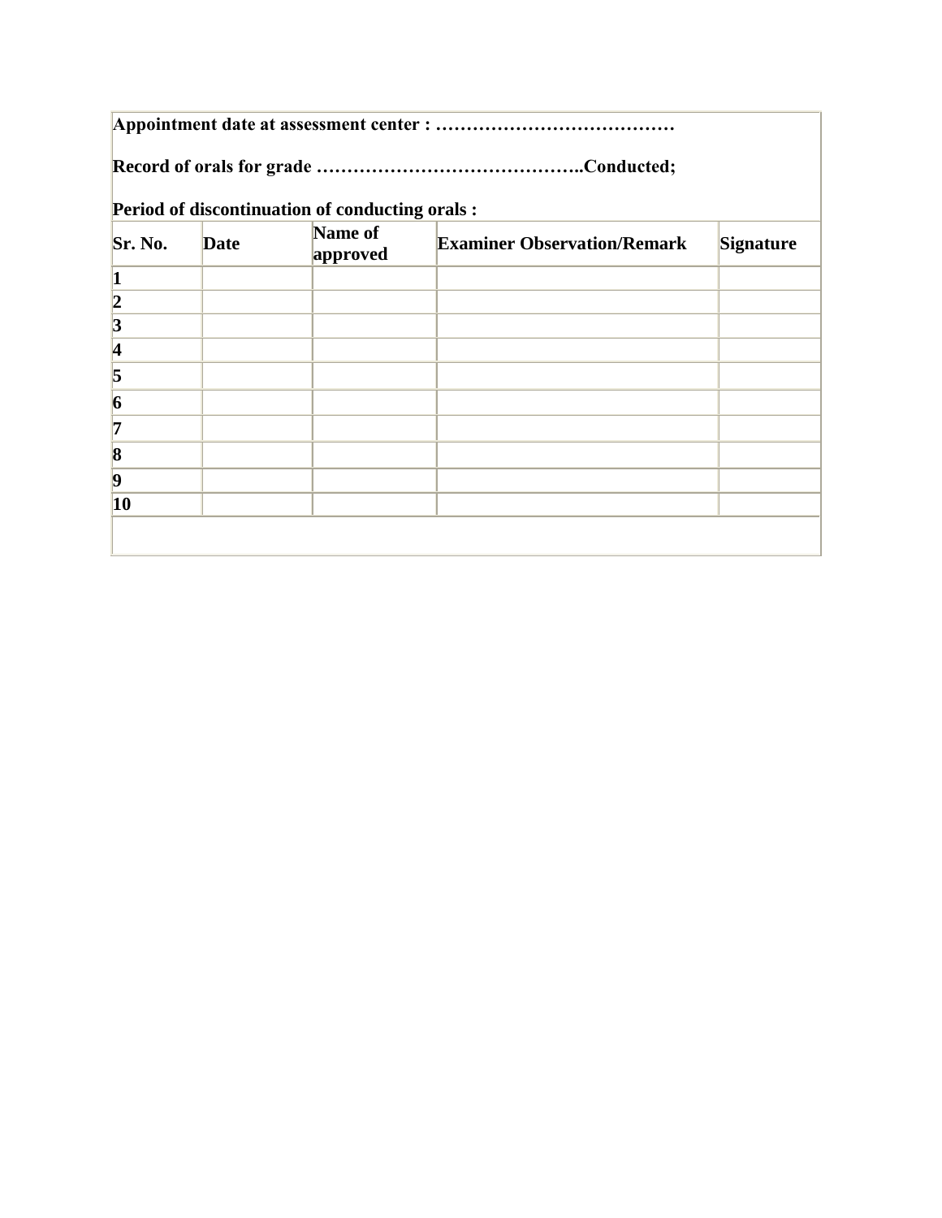**Appointment date at assessment center : …………………………………**

**Record of orals for grade ……………………………………..Conducted;**

**Period of discontinuation of conducting orals :**

| Sr. No. | Date | Name of approved | Examiner Observation/Remark | Signature |
|---|---|---|---|---|
| **1** | | | | |
| **2** | | | | |
| **3** | | | | |
| **4** | | | | |
| **5** | | | | |
| **6** | | | | |
| **7** | | | | |
| **8** | | | | |
| **9** | | | | |
| **10** | | | | |